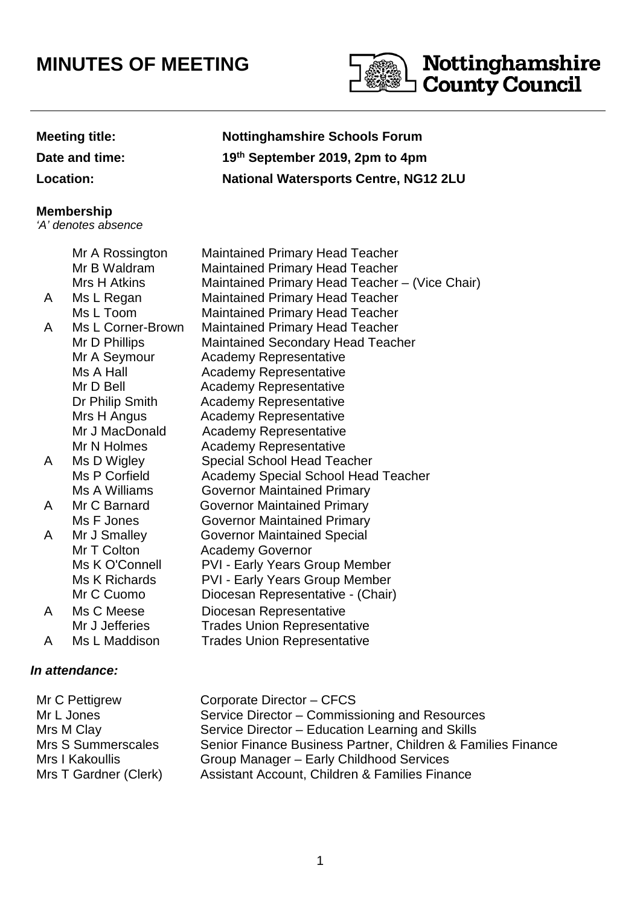# MINUTES OF MEETING

Nottinghamshire County Council

| | |
|---|---|
| **Meeting title:** | **Nottinghamshire Schools Forum** |
| **Date and time:** | **19th September 2019, 2pm to 4pm** |
| **Location:** | **National Watersports Centre, NG12 2LU** |

**Membership**
*'A' denotes absence*

| | | |
|---|---|---|
| | Mr A Rossington | Maintained Primary Head Teacher |
| | Mr B Waldram | Maintained Primary Head Teacher |
| | Mrs H Atkins | Maintained Primary Head Teacher – (Vice Chair) |
| A | Ms L Regan | Maintained Primary Head Teacher |
| | Ms L Toom | Maintained Primary Head Teacher |
| A | Ms L Corner-Brown | Maintained Primary Head Teacher |
| | Mr D Phillips | Maintained Secondary Head Teacher |
| | Mr A Seymour | Academy Representative |
| | Ms A Hall | Academy Representative |
| | Mr D Bell | Academy Representative |
| | Dr Philip Smith | Academy Representative |
| | Mrs H Angus | Academy Representative |
| | Mr J MacDonald | Academy Representative |
| | Mr N Holmes | Academy Representative |
| A | Ms D Wigley | Special School Head Teacher |
| | Ms P Corfield | Academy Special School Head Teacher |
| | Ms A Williams | Governor Maintained Primary |
| A | Mr C Barnard | Governor Maintained Primary |
| | Ms F Jones | Governor Maintained Primary |
| A | Mr J Smalley | Governor Maintained Special |
| | Mr T Colton | Academy Governor |
| | Ms K O'Connell | PVI - Early Years Group Member |
| | Ms K Richards | PVI - Early Years Group Member |
| | Mr C Cuomo | Diocesan Representative - (Chair) |
| A | Ms C Meese | Diocesan Representative |
| | Mr J Jefferies | Trades Union Representative |
| A | Ms L Maddison | Trades Union Representative |

***In attendance:***

| | |
|---|---|
| Mr C Pettigrew | Corporate Director – CFCS |
| Mr L Jones | Service Director – Commissioning and Resources |
| Mrs M Clay | Service Director – Education Learning and Skills |
| Mrs S Summerscales | Senior Finance Business Partner, Children & Families Finance |
| Mrs I Kakoullis | Group Manager – Early Childhood Services |
| Mrs T Gardner (Clerk) | Assistant Account, Children & Families Finance |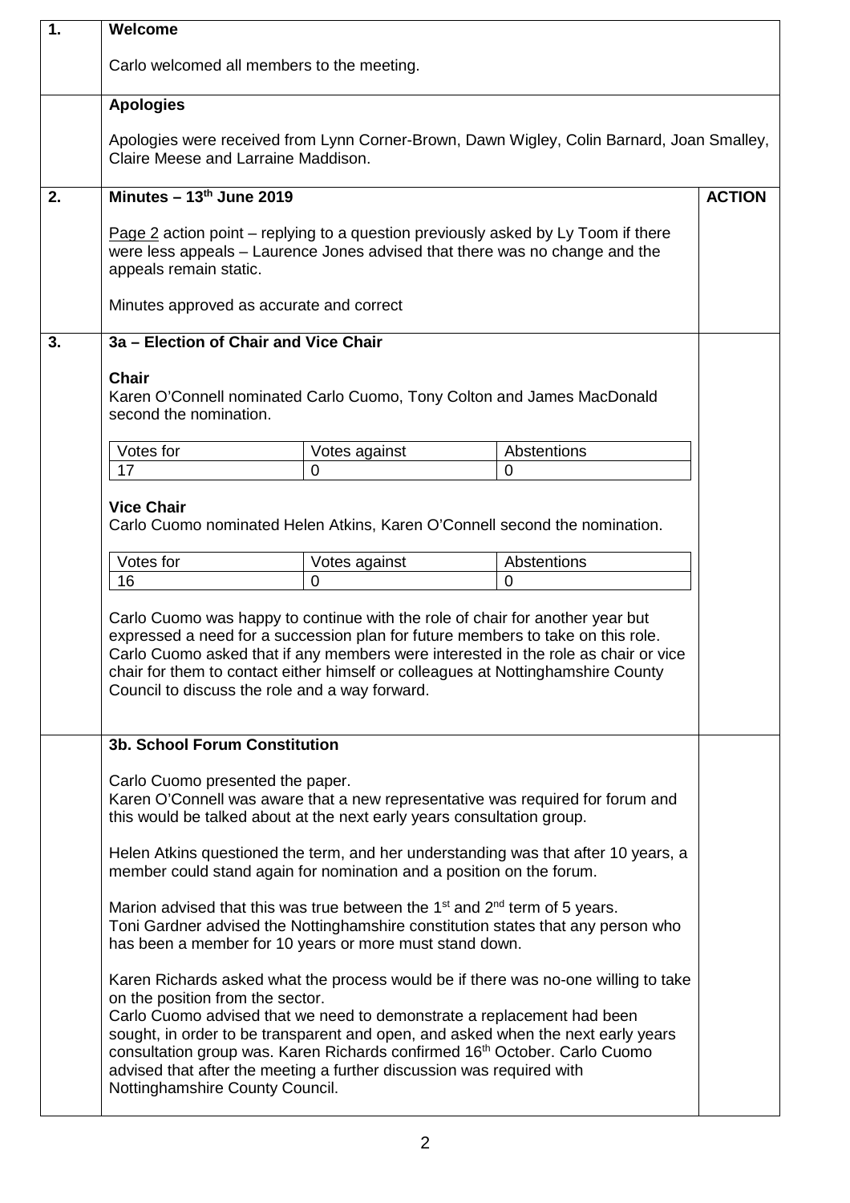**1. Welcome**

Carlo welcomed all members to the meeting.

**Apologies**

Apologies were received from Lynn Corner-Brown, Dawn Wigley, Colin Barnard, Joan Smalley, Claire Meese and Larraine Maddison.

**2. Minutes – 13th June 2019** — **ACTION**

Page 2 action point – replying to a question previously asked by Ly Toom if there were less appeals – Laurence Jones advised that there was no change and the appeals remain static.

Minutes approved as accurate and correct

**3. 3a – Election of Chair and Vice Chair**

**Chair**

Karen O'Connell nominated Carlo Cuomo, Tony Colton and James MacDonald second the nomination.

| Votes for | Votes against | Abstentions |
|---|---|---|
| 17 | 0 | 0 |

**Vice Chair**

Carlo Cuomo nominated Helen Atkins, Karen O'Connell second the nomination.

| Votes for | Votes against | Abstentions |
|---|---|---|
| 16 | 0 | 0 |

Carlo Cuomo was happy to continue with the role of chair for another year but expressed a need for a succession plan for future members to take on this role. Carlo Cuomo asked that if any members were interested in the role as chair or vice chair for them to contact either himself or colleagues at Nottinghamshire County Council to discuss the role and a way forward.

**3b. School Forum Constitution**

Carlo Cuomo presented the paper.
Karen O'Connell was aware that a new representative was required for forum and this would be talked about at the next early years consultation group.

Helen Atkins questioned the term, and her understanding was that after 10 years, a member could stand again for nomination and a position on the forum.

Marion advised that this was true between the 1st and 2nd term of 5 years.
Toni Gardner advised the Nottinghamshire constitution states that any person who has been a member for 10 years or more must stand down.

Karen Richards asked what the process would be if there was no-one willing to take on the position from the sector.
Carlo Cuomo advised that we need to demonstrate a replacement had been sought, in order to be transparent and open, and asked when the next early years consultation group was. Karen Richards confirmed 16th October. Carlo Cuomo advised that after the meeting a further discussion was required with Nottinghamshire County Council.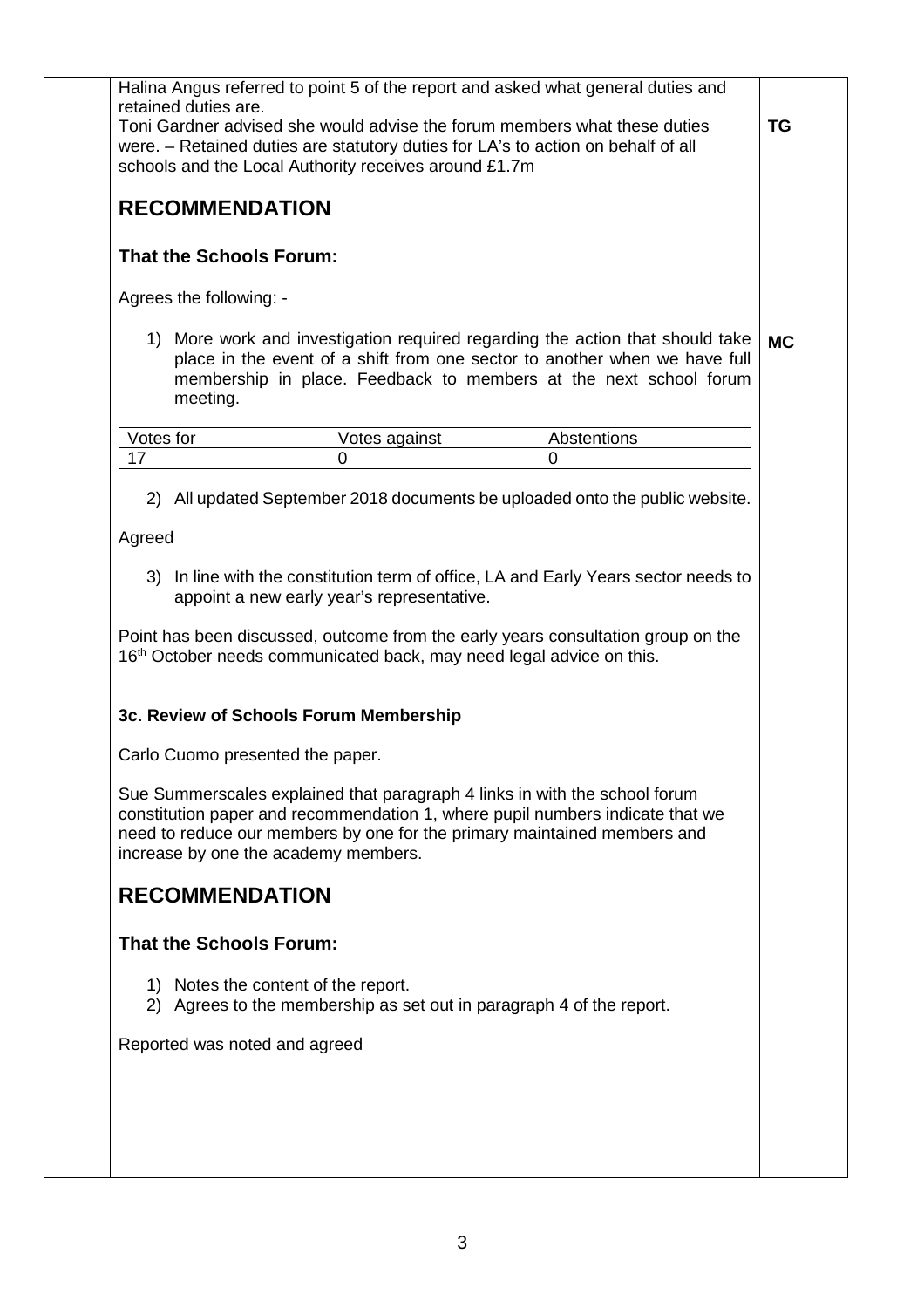Halina Angus referred to point 5 of the report and asked what general duties and retained duties are.
Toni Gardner advised she would advise the forum members what these duties were. – Retained duties are statutory duties for LA's to action on behalf of all schools and the Local Authority receives around £1.7m **TG**

## RECOMMENDATION

### That the Schools Forum:

Agrees the following: -

1) More work and investigation required regarding the action that should take place in the event of a shift from one sector to another when we have full membership in place. Feedback to members at the next school forum meeting. **MC**

| Votes for | Votes against | Abstentions |
|---|---|---|
| 17 | 0 | 0 |

2) All updated September 2018 documents be uploaded onto the public website.

Agreed

3) In line with the constitution term of office, LA and Early Years sector needs to appoint a new early year's representative.

Point has been discussed, outcome from the early years consultation group on the 16th October needs communicated back, may need legal advice on this.

**3c. Review of Schools Forum Membership**

Carlo Cuomo presented the paper.

Sue Summerscales explained that paragraph 4 links in with the school forum constitution paper and recommendation 1, where pupil numbers indicate that we need to reduce our members by one for the primary maintained members and increase by one the academy members.

## RECOMMENDATION

### That the Schools Forum:

1) Notes the content of the report.
2) Agrees to the membership as set out in paragraph 4 of the report.

Reported was noted and agreed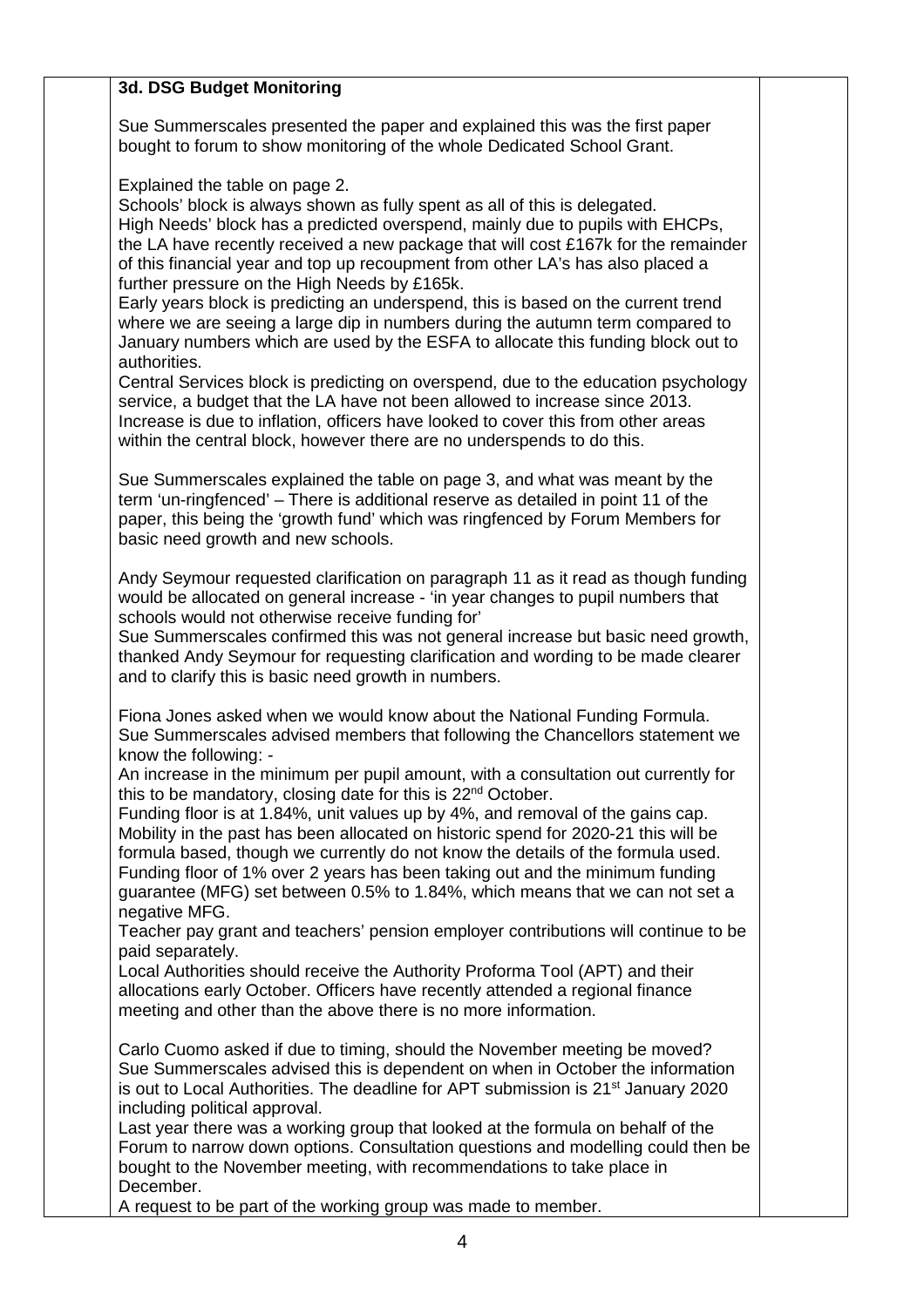### 3d. DSG Budget Monitoring

Sue Summerscales presented the paper and explained this was the first paper bought to forum to show monitoring of the whole Dedicated School Grant.

Explained the table on page 2.
Schools' block is always shown as fully spent as all of this is delegated.
High Needs' block has a predicted overspend, mainly due to pupils with EHCPs, the LA have recently received a new package that will cost £167k for the remainder of this financial year and top up recoupment from other LA's has also placed a further pressure on the High Needs by £165k.
Early years block is predicting an underspend, this is based on the current trend where we are seeing a large dip in numbers during the autumn term compared to January numbers which are used by the ESFA to allocate this funding block out to authorities.
Central Services block is predicting on overspend, due to the education psychology service, a budget that the LA have not been allowed to increase since 2013. Increase is due to inflation, officers have looked to cover this from other areas within the central block, however there are no underspends to do this.

Sue Summerscales explained the table on page 3, and what was meant by the term 'un-ringfenced' – There is additional reserve as detailed in point 11 of the paper, this being the 'growth fund' which was ringfenced by Forum Members for basic need growth and new schools.

Andy Seymour requested clarification on paragraph 11 as it read as though funding would be allocated on general increase - 'in year changes to pupil numbers that schools would not otherwise receive funding for'
Sue Summerscales confirmed this was not general increase but basic need growth, thanked Andy Seymour for requesting clarification and wording to be made clearer and to clarify this is basic need growth in numbers.

Fiona Jones asked when we would know about the National Funding Formula.
Sue Summerscales advised members that following the Chancellors statement we know the following: -
An increase in the minimum per pupil amount, with a consultation out currently for this to be mandatory, closing date for this is 22nd October.
Funding floor is at 1.84%, unit values up by 4%, and removal of the gains cap.
Mobility in the past has been allocated on historic spend for 2020-21 this will be formula based, though we currently do not know the details of the formula used.
Funding floor of 1% over 2 years has been taking out and the minimum funding guarantee (MFG) set between 0.5% to 1.84%, which means that we can not set a negative MFG.
Teacher pay grant and teachers' pension employer contributions will continue to be paid separately.
Local Authorities should receive the Authority Proforma Tool (APT) and their allocations early October. Officers have recently attended a regional finance meeting and other than the above there is no more information.

Carlo Cuomo asked if due to timing, should the November meeting be moved?
Sue Summerscales advised this is dependent on when in October the information is out to Local Authorities. The deadline for APT submission is 21st January 2020 including political approval.
Last year there was a working group that looked at the formula on behalf of the Forum to narrow down options. Consultation questions and modelling could then be bought to the November meeting, with recommendations to take place in December.
A request to be part of the working group was made to member.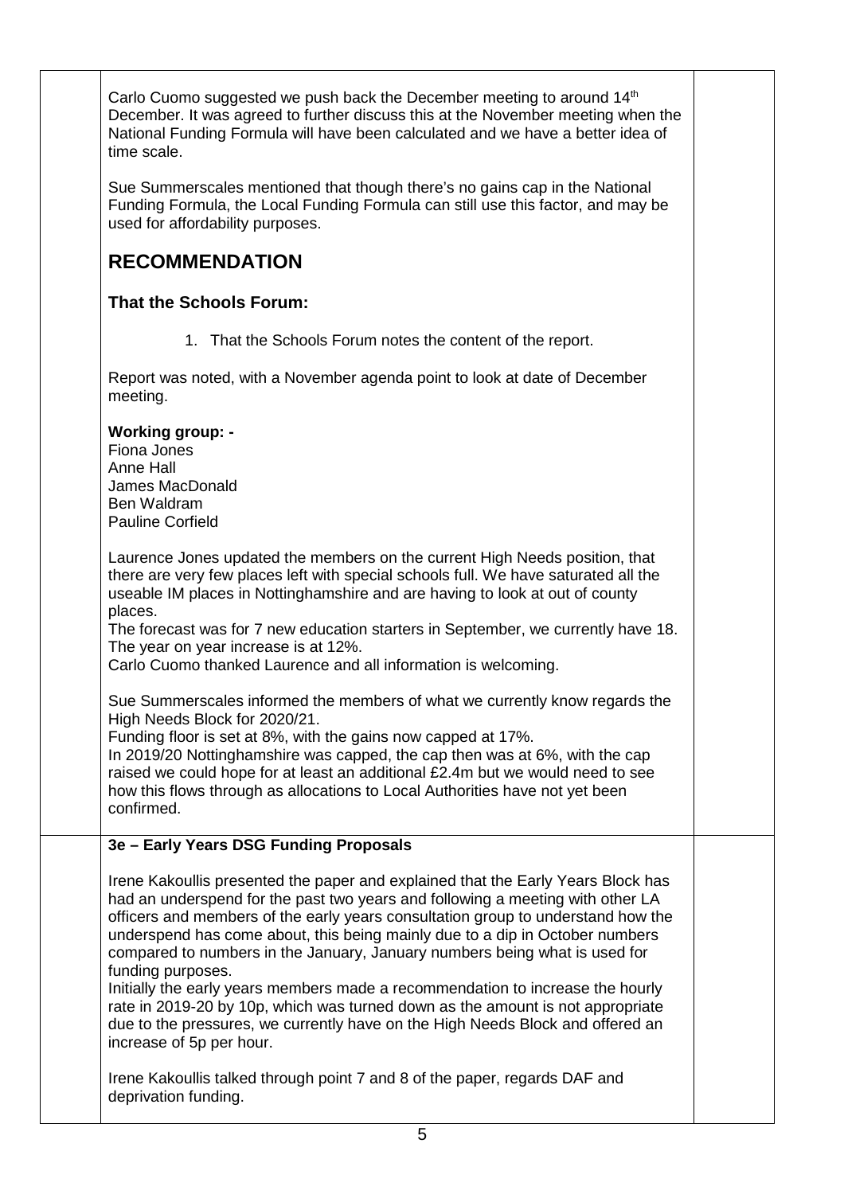Carlo Cuomo suggested we push back the December meeting to around 14th December. It was agreed to further discuss this at the November meeting when the National Funding Formula will have been calculated and we have a better idea of time scale.

Sue Summerscales mentioned that though there's no gains cap in the National Funding Formula, the Local Funding Formula can still use this factor, and may be used for affordability purposes.

## RECOMMENDATION

### That the Schools Forum:

1. That the Schools Forum notes the content of the report.

Report was noted, with a November agenda point to look at date of December meeting.

**Working group: -**
Fiona Jones
Anne Hall
James MacDonald
Ben Waldram
Pauline Corfield

Laurence Jones updated the members on the current High Needs position, that there are very few places left with special schools full. We have saturated all the useable IM places in Nottinghamshire and are having to look at out of county places.
The forecast was for 7 new education starters in September, we currently have 18. The year on year increase is at 12%.
Carlo Cuomo thanked Laurence and all information is welcoming.

Sue Summerscales informed the members of what we currently know regards the High Needs Block for 2020/21.
Funding floor is set at 8%, with the gains now capped at 17%.
In 2019/20 Nottinghamshire was capped, the cap then was at 6%, with the cap raised we could hope for at least an additional £2.4m but we would need to see how this flows through as allocations to Local Authorities have not yet been confirmed.

**3e – Early Years DSG Funding Proposals**

Irene Kakoullis presented the paper and explained that the Early Years Block has had an underspend for the past two years and following a meeting with other LA officers and members of the early years consultation group to understand how the underspend has come about, this being mainly due to a dip in October numbers compared to numbers in the January, January numbers being what is used for funding purposes.
Initially the early years members made a recommendation to increase the hourly rate in 2019-20 by 10p, which was turned down as the amount is not appropriate due to the pressures, we currently have on the High Needs Block and offered an increase of 5p per hour.

Irene Kakoullis talked through point 7 and 8 of the paper, regards DAF and deprivation funding.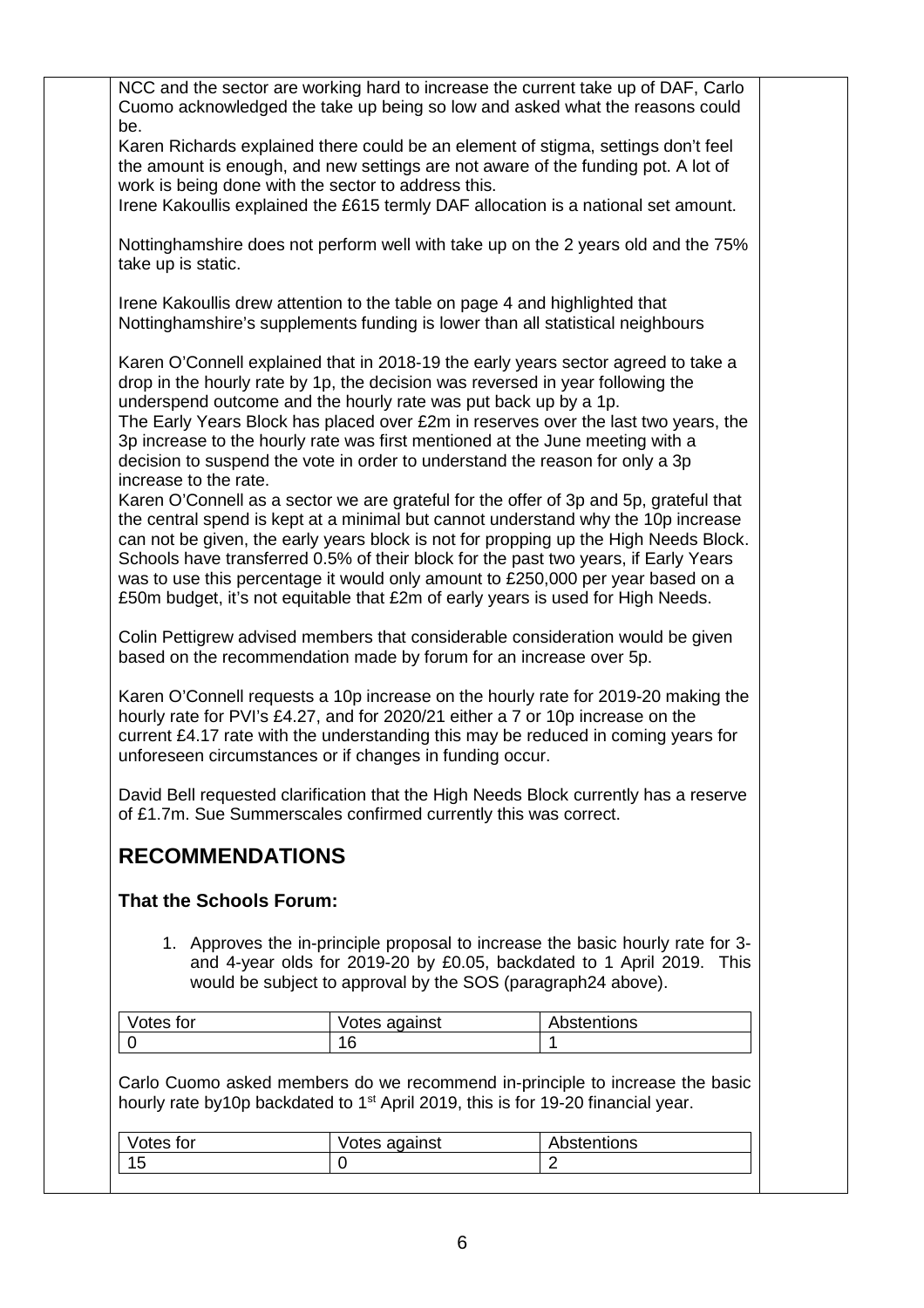NCC and the sector are working hard to increase the current take up of DAF, Carlo Cuomo acknowledged the take up being so low and asked what the reasons could be.

Karen Richards explained there could be an element of stigma, settings don't feel the amount is enough, and new settings are not aware of the funding pot. A lot of work is being done with the sector to address this.

Irene Kakoullis explained the £615 termly DAF allocation is a national set amount.

Nottinghamshire does not perform well with take up on the 2 years old and the 75% take up is static.

Irene Kakoullis drew attention to the table on page 4 and highlighted that Nottinghamshire's supplements funding is lower than all statistical neighbours

Karen O'Connell explained that in 2018-19 the early years sector agreed to take a drop in the hourly rate by 1p, the decision was reversed in year following the underspend outcome and the hourly rate was put back up by a 1p.

The Early Years Block has placed over £2m in reserves over the last two years, the 3p increase to the hourly rate was first mentioned at the June meeting with a decision to suspend the vote in order to understand the reason for only a 3p increase to the rate.

Karen O'Connell as a sector we are grateful for the offer of 3p and 5p, grateful that the central spend is kept at a minimal but cannot understand why the 10p increase can not be given, the early years block is not for propping up the High Needs Block. Schools have transferred 0.5% of their block for the past two years, if Early Years was to use this percentage it would only amount to £250,000 per year based on a £50m budget, it's not equitable that £2m of early years is used for High Needs.

Colin Pettigrew advised members that considerable consideration would be given based on the recommendation made by forum for an increase over 5p.

Karen O'Connell requests a 10p increase on the hourly rate for 2019-20 making the hourly rate for PVI's £4.27, and for 2020/21 either a 7 or 10p increase on the current £4.17 rate with the understanding this may be reduced in coming years for unforeseen circumstances or if changes in funding occur.

David Bell requested clarification that the High Needs Block currently has a reserve of £1.7m. Sue Summerscales confirmed currently this was correct.

## RECOMMENDATIONS

### That the Schools Forum:

1. Approves the in-principle proposal to increase the basic hourly rate for 3- and 4-year olds for 2019-20 by £0.05, backdated to 1 April 2019. This would be subject to approval by the SOS (paragraph24 above).

| Votes for | Votes against | Abstentions |
|---|---|---|
| 0 | 16 | 1 |

Carlo Cuomo asked members do we recommend in-principle to increase the basic hourly rate by10p backdated to 1st April 2019, this is for 19-20 financial year.

| Votes for | Votes against | Abstentions |
|---|---|---|
| 15 | 0 | 2 |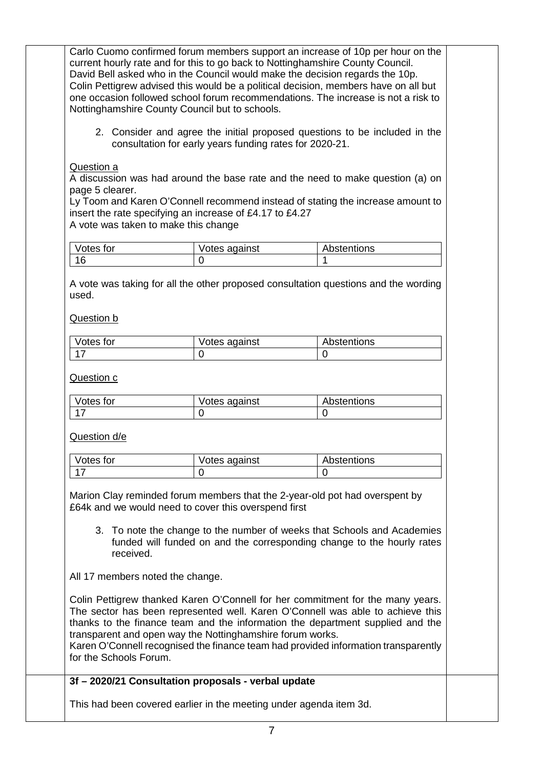Carlo Cuomo confirmed forum members support an increase of 10p per hour on the current hourly rate and for this to go back to Nottinghamshire County Council. David Bell asked who in the Council would make the decision regards the 10p. Colin Pettigrew advised this would be a political decision, members have on all but one occasion followed school forum recommendations. The increase is not a risk to Nottinghamshire County Council but to schools.

2. Consider and agree the initial proposed questions to be included in the consultation for early years funding rates for 2020-21.

Question a

A discussion was had around the base rate and the need to make question (a) on page 5 clearer.

Ly Toom and Karen O'Connell recommend instead of stating the increase amount to insert the rate specifying an increase of £4.17 to £4.27

A vote was taken to make this change

| Votes for | Votes against | Abstentions |
|---|---|---|
| 16 | 0 | 1 |

A vote was taking for all the other proposed consultation questions and the wording used.

Question b

| Votes for | Votes against | Abstentions |
|---|---|---|
| 17 | 0 | 0 |

Question c

| Votes for | Votes against | Abstentions |
|---|---|---|
| 17 | 0 | 0 |

Question d/e

| Votes for | Votes against | Abstentions |
|---|---|---|
| 17 | 0 | 0 |

Marion Clay reminded forum members that the 2-year-old pot had overspent by £64k and we would need to cover this overspend first

3. To note the change to the number of weeks that Schools and Academies funded will funded on and the corresponding change to the hourly rates received.

All 17 members noted the change.

Colin Pettigrew thanked Karen O'Connell for her commitment for the many years. The sector has been represented well. Karen O'Connell was able to achieve this thanks to the finance team and the information the department supplied and the transparent and open way the Nottinghamshire forum works.

Karen O'Connell recognised the finance team had provided information transparently for the Schools Forum.

**3f – 2020/21 Consultation proposals - verbal update**

This had been covered earlier in the meeting under agenda item 3d.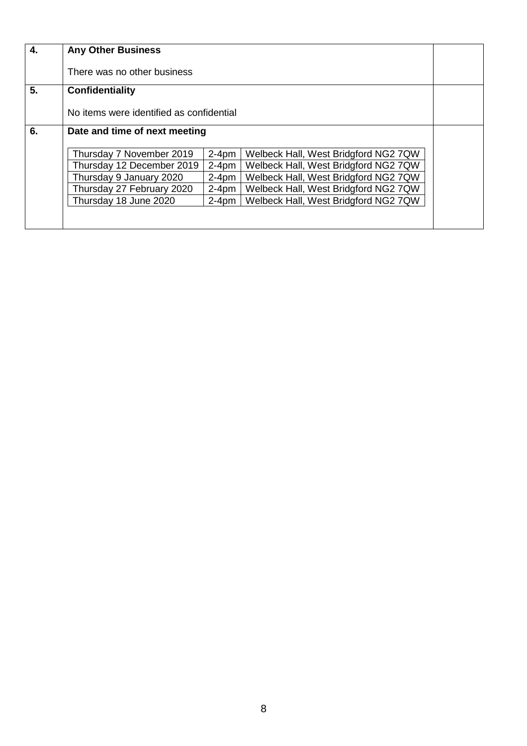| | | |
|---|---|---|
| **4.** | **Any Other Business**<br><br>There was no other business | |
| **5.** | **Confidentiality**<br><br>No items were identified as confidential | |
| **6.** | **Date and time of next meeting** | |

| | | |
|---|---|---|
| Thursday 7 November 2019 | 2-4pm | Welbeck Hall, West Bridgford NG2 7QW |
| Thursday 12 December 2019 | 2-4pm | Welbeck Hall, West Bridgford NG2 7QW |
| Thursday 9 January 2020 | 2-4pm | Welbeck Hall, West Bridgford NG2 7QW |
| Thursday 27 February 2020 | 2-4pm | Welbeck Hall, West Bridgford NG2 7QW |
| Thursday 18 June 2020 | 2-4pm | Welbeck Hall, West Bridgford NG2 7QW |